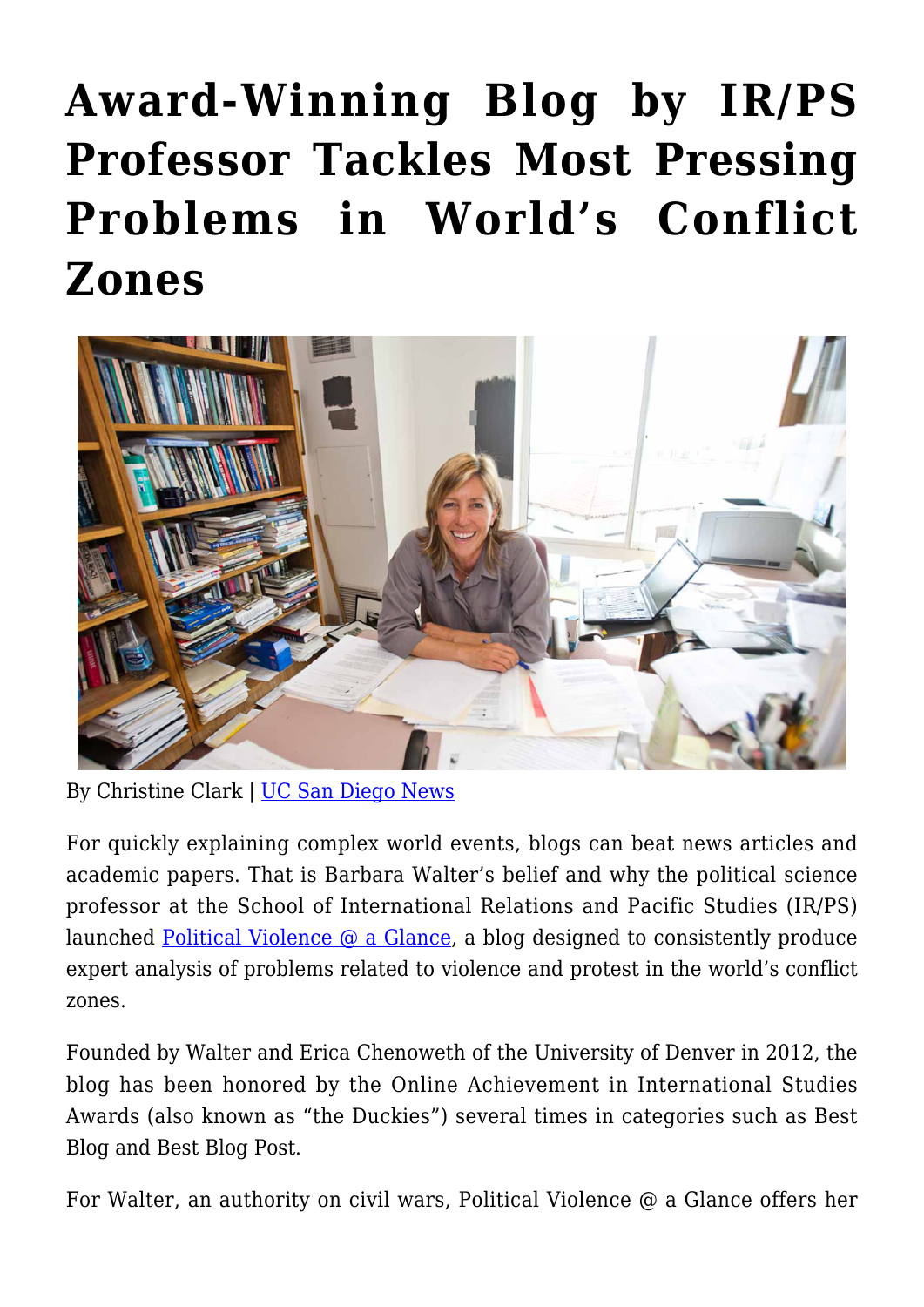# Award-Winning Blog by IR/PS Professor Tackles Most Pressing Problems in World's Conflict Zones

By Christine Clark | UC San Diego News

For quickly explaining complex world events, blogs can beat news articles and academic papers. That is Barbara Walter's belief and why the political science professor at the School of International Relations and Pacific Studies (IR/PS) launched Political Violence @ a Glance, a blog designed to consistently produce expert analysis of problems related to violence and protest in the world's conflict zones.

Founded by Walter and Erica Chenoweth of the University of Denver in 2012, the blog has been honored by the Online Achievement in International Studies Awards (also known as "the Duckies") several times in categories such as Best Blog and Best Blog Post.

For Walter, an authority on civil wars, Political Violence @ a Glance offers her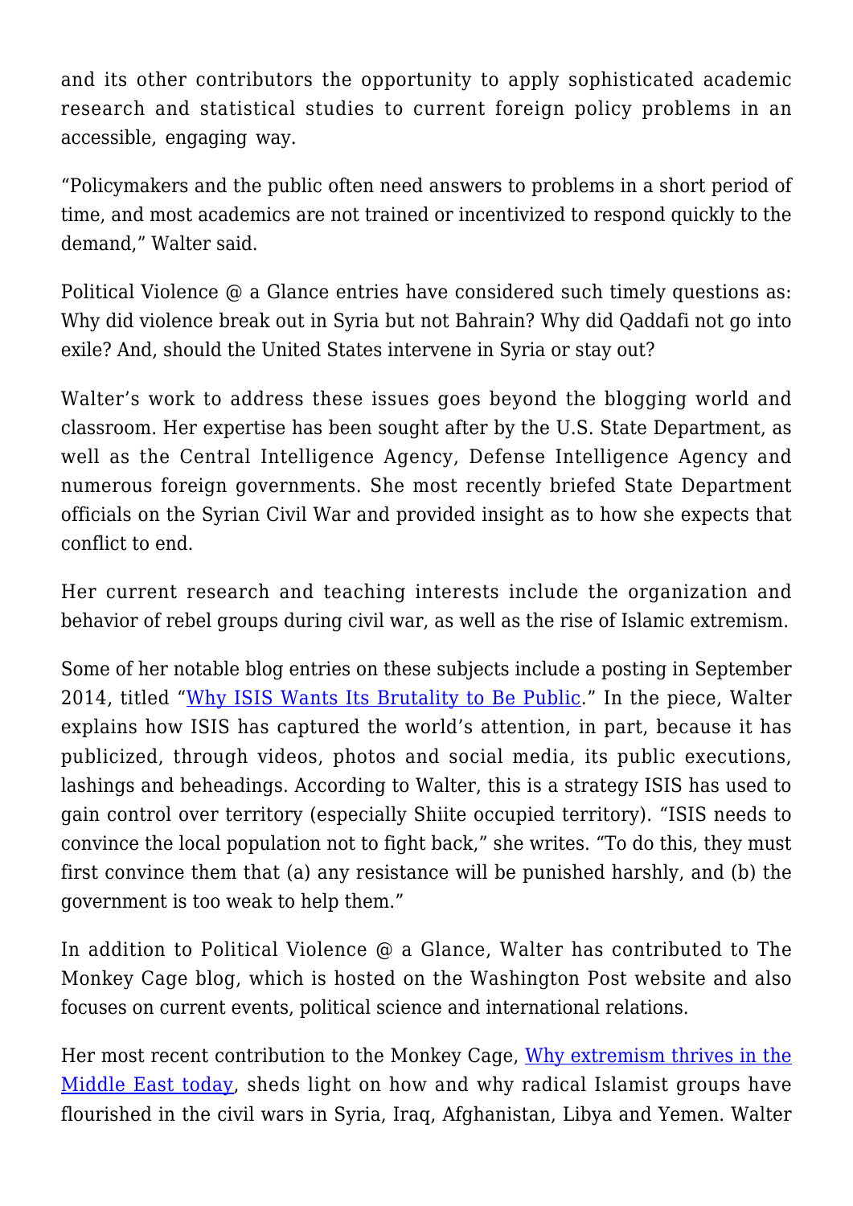and its other contributors the opportunity to apply sophisticated academic research and statistical studies to current foreign policy problems in an accessible, engaging way.

"Policymakers and the public often need answers to problems in a short period of time, and most academics are not trained or incentivized to respond quickly to the demand," Walter said.

Political Violence @ a Glance entries have considered such timely questions as: Why did violence break out in Syria but not Bahrain? Why did Qaddafi not go into exile? And, should the United States intervene in Syria or stay out?

Walter's work to address these issues goes beyond the blogging world and classroom. Her expertise has been sought after by the U.S. State Department, as well as the Central Intelligence Agency, Defense Intelligence Agency and numerous foreign governments. She most recently briefed State Department officials on the Syrian Civil War and provided insight as to how she expects that conflict to end.

Her current research and teaching interests include the organization and behavior of rebel groups during civil war, as well as the rise of Islamic extremism.

Some of her notable blog entries on these subjects include a posting in September 2014, titled "Why ISIS Wants Its Brutality to Be Public." In the piece, Walter explains how ISIS has captured the world's attention, in part, because it has publicized, through videos, photos and social media, its public executions, lashings and beheadings. According to Walter, this is a strategy ISIS has used to gain control over territory (especially Shiite occupied territory). "ISIS needs to convince the local population not to fight back," she writes. "To do this, they must first convince them that (a) any resistance will be punished harshly, and (b) the government is too weak to help them."

In addition to Political Violence @ a Glance, Walter has contributed to The Monkey Cage blog, which is hosted on the Washington Post website and also focuses on current events, political science and international relations.

Her most recent contribution to the Monkey Cage, Why extremism thrives in the Middle East today, sheds light on how and why radical Islamist groups have flourished in the civil wars in Syria, Iraq, Afghanistan, Libya and Yemen. Walter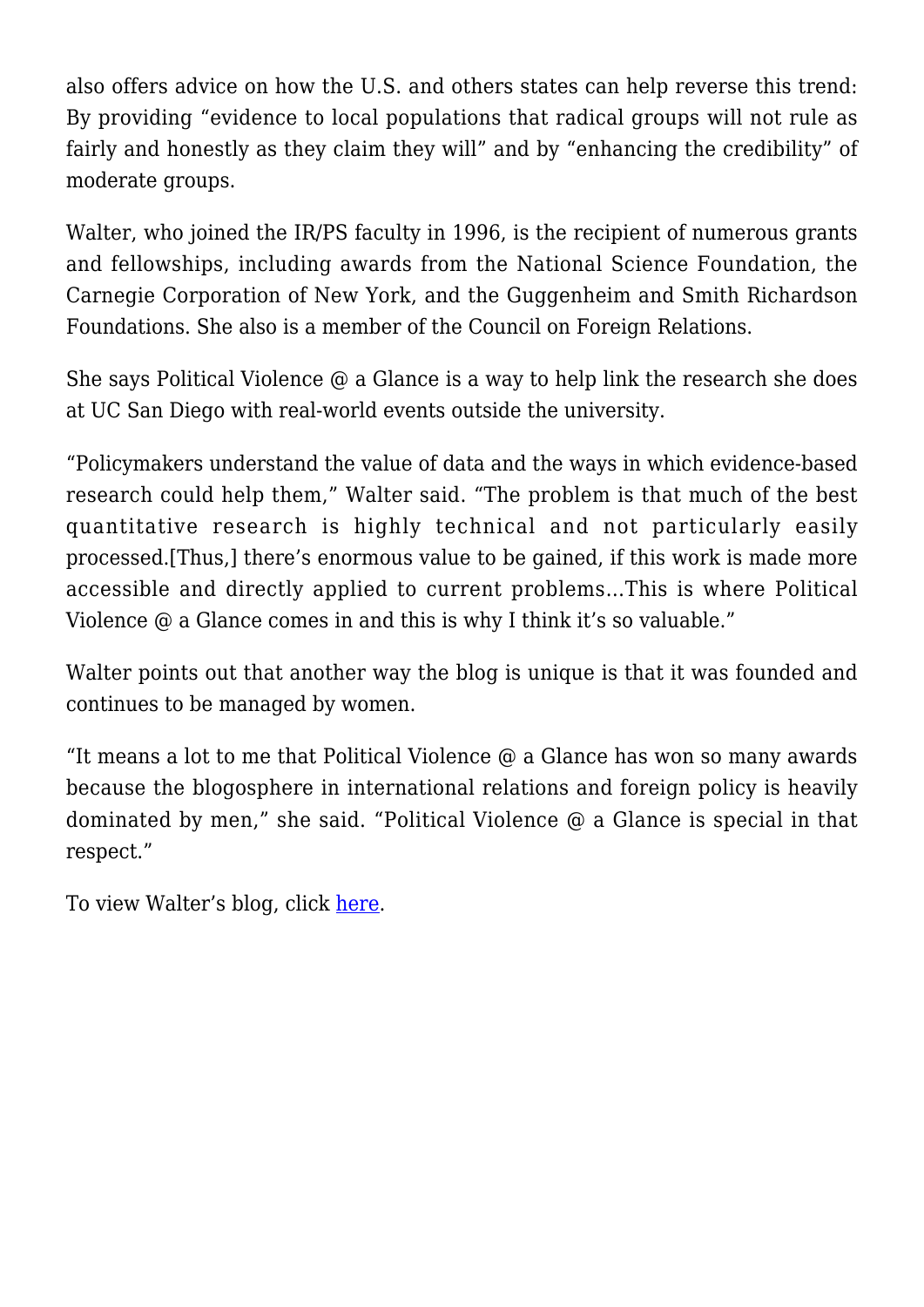also offers advice on how the U.S. and others states can help reverse this trend: By providing "evidence to local populations that radical groups will not rule as fairly and honestly as they claim they will" and by "enhancing the credibility" of moderate groups.

Walter, who joined the IR/PS faculty in 1996, is the recipient of numerous grants and fellowships, including awards from the National Science Foundation, the Carnegie Corporation of New York, and the Guggenheim and Smith Richardson Foundations. She also is a member of the Council on Foreign Relations.

She says Political Violence @ a Glance is a way to help link the research she does at UC San Diego with real-world events outside the university.

"Policymakers understand the value of data and the ways in which evidence-based research could help them," Walter said. "The problem is that much of the best quantitative research is highly technical and not particularly easily processed.[Thus,] there's enormous value to be gained, if this work is made more accessible and directly applied to current problems…This is where Political Violence @ a Glance comes in and this is why I think it's so valuable."

Walter points out that another way the blog is unique is that it was founded and continues to be managed by women.

"It means a lot to me that Political Violence @ a Glance has won so many awards because the blogosphere in international relations and foreign policy is heavily dominated by men," she said. "Political Violence @ a Glance is special in that respect."

To view Walter's blog, click here.